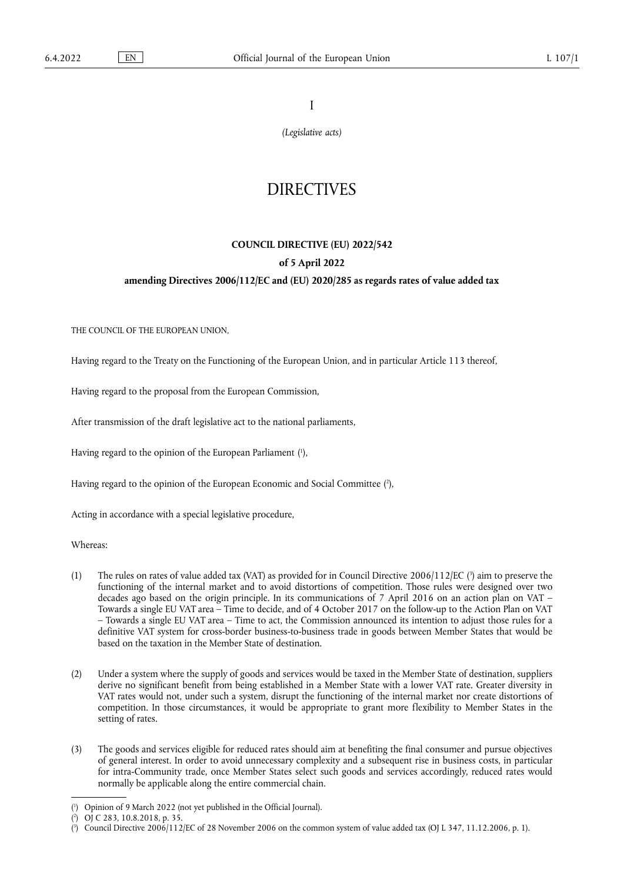I

*(Legislative acts)*

# DIRECTIVES

## COUNCIL DIRECTIVE (EU) 2022/542

### of 5 April 2022

### amending Directives 2006/112/EC and (EU) 2020/285 as regards rates of value added tax

THE COUNCIL OF THE EUROPEAN UNION,

Having regard to the Treaty on the Functioning of the European Union, and in particular Article 113 thereof,

Having regard to the proposal from the European Commission,

After transmission of the draft legislative act to the national parliaments,

Having regard to the opinion of the European Parliament [1],

Having regard to the opinion of the European Economic and Social Committee [2],

Acting in accordance with a special legislative procedure,

Whereas:

(1) The rules on rates of value added tax (VAT) as provided for in Council Directive 2006/112/EC [3] aim to preserve the functioning of the internal market and to avoid distortions of competition. Those rules were designed over two decades ago based on the origin principle. In its communications of 7 April 2016 on an action plan on VAT – Towards a single EU VAT area – Time to decide, and of 4 October 2017 on the follow-up to the Action Plan on VAT – Towards a single EU VAT area – Time to act, the Commission announced its intention to adjust those rules for a definitive VAT system for cross-border business-to-business trade in goods between Member States that would be based on the taxation in the Member State of destination.

(2) Under a system where the supply of goods and services would be taxed in the Member State of destination, suppliers derive no significant benefit from being established in a Member State with a lower VAT rate. Greater diversity in VAT rates would not, under such a system, disrupt the functioning of the internal market nor create distortions of competition. In those circumstances, it would be appropriate to grant more flexibility to Member States in the setting of rates.

(3) The goods and services eligible for reduced rates should aim at benefiting the final consumer and pursue objectives of general interest. In order to avoid unnecessary complexity and a subsequent rise in business costs, in particular for intra-Community trade, once Member States select such goods and services accordingly, reduced rates would normally be applicable along the entire commercial chain.

---

[1] Opinion of 9 March 2022 (not yet published in the Official Journal).

[2] OJ C 283, 10.8.2018, p. 35.

[3] Council Directive 2006/112/EC of 28 November 2006 on the common system of value added tax (OJ L 347, 11.12.2006, p. 1).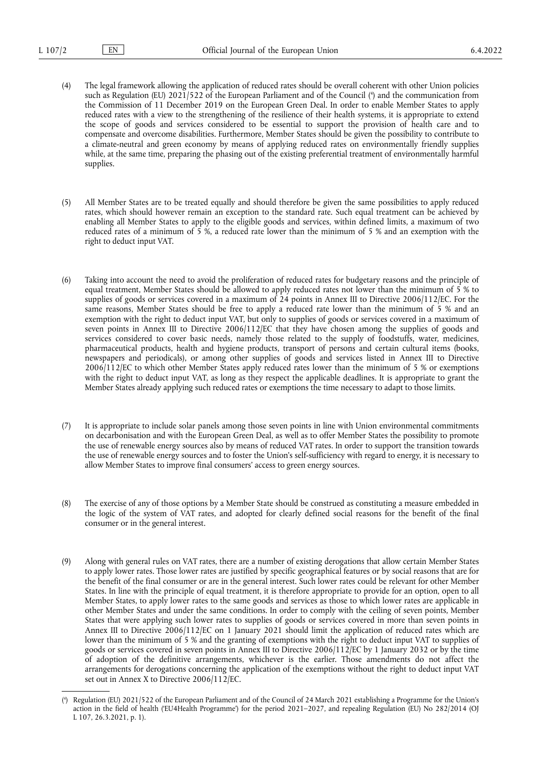(4) The legal framework allowing the application of reduced rates should be overall coherent with other Union policies such as Regulation (EU) 2021/522 of the European Parliament and of the Council ([4]) and the communication from the Commission of 11 December 2019 on the European Green Deal. In order to enable Member States to apply reduced rates with a view to the strengthening of the resilience of their health systems, it is appropriate to extend the scope of goods and services considered to be essential to support the provision of health care and to compensate and overcome disabilities. Furthermore, Member States should be given the possibility to contribute to a climate-neutral and green economy by means of applying reduced rates on environmentally friendly supplies while, at the same time, preparing the phasing out of the existing preferential treatment of environmentally harmful supplies.

(5) All Member States are to be treated equally and should therefore be given the same possibilities to apply reduced rates, which should however remain an exception to the standard rate. Such equal treatment can be achieved by enabling all Member States to apply to the eligible goods and services, within defined limits, a maximum of two reduced rates of a minimum of 5 %, a reduced rate lower than the minimum of 5 % and an exemption with the right to deduct input VAT.

(6) Taking into account the need to avoid the proliferation of reduced rates for budgetary reasons and the principle of equal treatment, Member States should be allowed to apply reduced rates not lower than the minimum of 5 % to supplies of goods or services covered in a maximum of 24 points in Annex III to Directive 2006/112/EC. For the same reasons, Member States should be free to apply a reduced rate lower than the minimum of 5 % and an exemption with the right to deduct input VAT, but only to supplies of goods or services covered in a maximum of seven points in Annex III to Directive 2006/112/EC that they have chosen among the supplies of goods and services considered to cover basic needs, namely those related to the supply of foodstuffs, water, medicines, pharmaceutical products, health and hygiene products, transport of persons and certain cultural items (books, newspapers and periodicals), or among other supplies of goods and services listed in Annex III to Directive 2006/112/EC to which other Member States apply reduced rates lower than the minimum of 5 % or exemptions with the right to deduct input VAT, as long as they respect the applicable deadlines. It is appropriate to grant the Member States already applying such reduced rates or exemptions the time necessary to adapt to those limits.

(7) It is appropriate to include solar panels among those seven points in line with Union environmental commitments on decarbonisation and with the European Green Deal, as well as to offer Member States the possibility to promote the use of renewable energy sources also by means of reduced VAT rates. In order to support the transition towards the use of renewable energy sources and to foster the Union's self-sufficiency with regard to energy, it is necessary to allow Member States to improve final consumers' access to green energy sources.

(8) The exercise of any of those options by a Member State should be construed as constituting a measure embedded in the logic of the system of VAT rates, and adopted for clearly defined social reasons for the benefit of the final consumer or in the general interest.

(9) Along with general rules on VAT rates, there are a number of existing derogations that allow certain Member States to apply lower rates. Those lower rates are justified by specific geographical features or by social reasons that are for the benefit of the final consumer or are in the general interest. Such lower rates could be relevant for other Member States. In line with the principle of equal treatment, it is therefore appropriate to provide for an option, open to all Member States, to apply lower rates to the same goods and services as those to which lower rates are applicable in other Member States and under the same conditions. In order to comply with the ceiling of seven points, Member States that were applying such lower rates to supplies of goods or services covered in more than seven points in Annex III to Directive 2006/112/EC on 1 January 2021 should limit the application of reduced rates which are lower than the minimum of 5 % and the granting of exemptions with the right to deduct input VAT to supplies of goods or services covered in seven points in Annex III to Directive 2006/112/EC by 1 January 2032 or by the time of adoption of the definitive arrangements, whichever is the earlier. Those amendments do not affect the arrangements for derogations concerning the application of the exemptions without the right to deduct input VAT set out in Annex X to Directive 2006/112/EC.

---

([4]) Regulation (EU) 2021/522 of the European Parliament and of the Council of 24 March 2021 establishing a Programme for the Union's action in the field of health ('EU4Health Programme') for the period 2021–2027, and repealing Regulation (EU) No 282/2014 (OJ L 107, 26.3.2021, p. 1).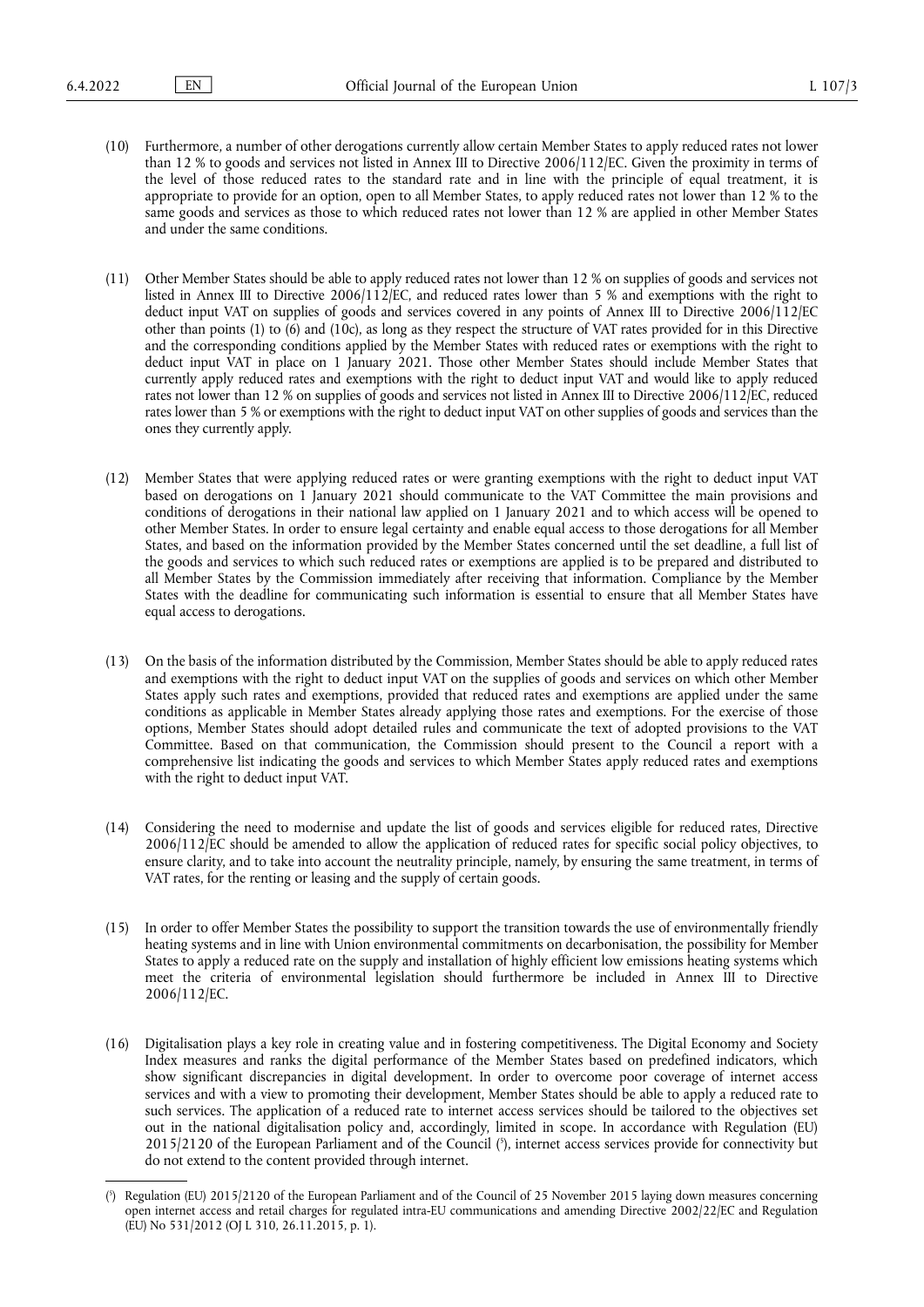(10) Furthermore, a number of other derogations currently allow certain Member States to apply reduced rates not lower than 12 % to goods and services not listed in Annex III to Directive 2006/112/EC. Given the proximity in terms of the level of those reduced rates to the standard rate and in line with the principle of equal treatment, it is appropriate to provide for an option, open to all Member States, to apply reduced rates not lower than 12 % to the same goods and services as those to which reduced rates not lower than 12 % are applied in other Member States and under the same conditions.

(11) Other Member States should be able to apply reduced rates not lower than 12 % on supplies of goods and services not listed in Annex III to Directive 2006/112/EC, and reduced rates lower than 5 % and exemptions with the right to deduct input VAT on supplies of goods and services covered in any points of Annex III to Directive 2006/112/EC other than points (1) to (6) and (10c), as long as they respect the structure of VAT rates provided for in this Directive and the corresponding conditions applied by the Member States with reduced rates or exemptions with the right to deduct input VAT in place on 1 January 2021. Those other Member States should include Member States that currently apply reduced rates and exemptions with the right to deduct input VAT and would like to apply reduced rates not lower than 12 % on supplies of goods and services not listed in Annex III to Directive 2006/112/EC, reduced rates lower than 5 % or exemptions with the right to deduct input VAT on other supplies of goods and services than the ones they currently apply.

(12) Member States that were applying reduced rates or were granting exemptions with the right to deduct input VAT based on derogations on 1 January 2021 should communicate to the VAT Committee the main provisions and conditions of derogations in their national law applied on 1 January 2021 and to which access will be opened to other Member States. In order to ensure legal certainty and enable equal access to those derogations for all Member States, and based on the information provided by the Member States concerned until the set deadline, a full list of the goods and services to which such reduced rates or exemptions are applied is to be prepared and distributed to all Member States by the Commission immediately after receiving that information. Compliance by the Member States with the deadline for communicating such information is essential to ensure that all Member States have equal access to derogations.

(13) On the basis of the information distributed by the Commission, Member States should be able to apply reduced rates and exemptions with the right to deduct input VAT on the supplies of goods and services on which other Member States apply such rates and exemptions, provided that reduced rates and exemptions are applied under the same conditions as applicable in Member States already applying those rates and exemptions. For the exercise of those options, Member States should adopt detailed rules and communicate the text of adopted provisions to the VAT Committee. Based on that communication, the Commission should present to the Council a report with a comprehensive list indicating the goods and services to which Member States apply reduced rates and exemptions with the right to deduct input VAT.

(14) Considering the need to modernise and update the list of goods and services eligible for reduced rates, Directive 2006/112/EC should be amended to allow the application of reduced rates for specific social policy objectives, to ensure clarity, and to take into account the neutrality principle, namely, by ensuring the same treatment, in terms of VAT rates, for the renting or leasing and the supply of certain goods.

(15) In order to offer Member States the possibility to support the transition towards the use of environmentally friendly heating systems and in line with Union environmental commitments on decarbonisation, the possibility for Member States to apply a reduced rate on the supply and installation of highly efficient low emissions heating systems which meet the criteria of environmental legislation should furthermore be included in Annex III to Directive 2006/112/EC.

(16) Digitalisation plays a key role in creating value and in fostering competitiveness. The Digital Economy and Society Index measures and ranks the digital performance of the Member States based on predefined indicators, which show significant discrepancies in digital development. In order to overcome poor coverage of internet access services and with a view to promoting their development, Member States should be able to apply a reduced rate to such services. The application of a reduced rate to internet access services should be tailored to the objectives set out in the national digitalisation policy and, accordingly, limited in scope. In accordance with Regulation (EU) 2015/2120 of the European Parliament and of the Council [5], internet access services provide for connectivity but do not extend to the content provided through internet.

---

[5] Regulation (EU) 2015/2120 of the European Parliament and of the Council of 25 November 2015 laying down measures concerning open internet access and retail charges for regulated intra-EU communications and amending Directive 2002/22/EC and Regulation (EU) No 531/2012 (OJ L 310, 26.11.2015, p. 1).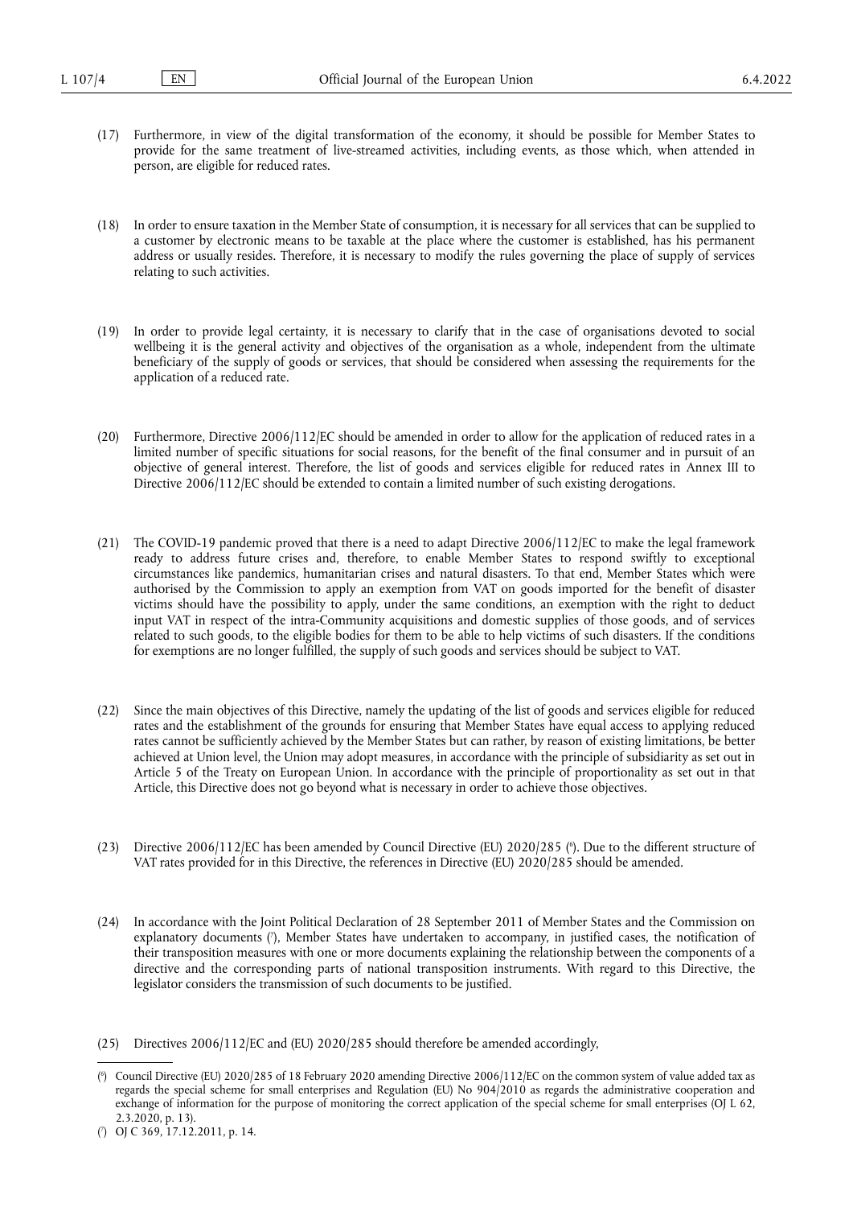(17) Furthermore, in view of the digital transformation of the economy, it should be possible for Member States to provide for the same treatment of live-streamed activities, including events, as those which, when attended in person, are eligible for reduced rates.

(18) In order to ensure taxation in the Member State of consumption, it is necessary for all services that can be supplied to a customer by electronic means to be taxable at the place where the customer is established, has his permanent address or usually resides. Therefore, it is necessary to modify the rules governing the place of supply of services relating to such activities.

(19) In order to provide legal certainty, it is necessary to clarify that in the case of organisations devoted to social wellbeing it is the general activity and objectives of the organisation as a whole, independent from the ultimate beneficiary of the supply of goods or services, that should be considered when assessing the requirements for the application of a reduced rate.

(20) Furthermore, Directive 2006/112/EC should be amended in order to allow for the application of reduced rates in a limited number of specific situations for social reasons, for the benefit of the final consumer and in pursuit of an objective of general interest. Therefore, the list of goods and services eligible for reduced rates in Annex III to Directive 2006/112/EC should be extended to contain a limited number of such existing derogations.

(21) The COVID-19 pandemic proved that there is a need to adapt Directive 2006/112/EC to make the legal framework ready to address future crises and, therefore, to enable Member States to respond swiftly to exceptional circumstances like pandemics, humanitarian crises and natural disasters. To that end, Member States which were authorised by the Commission to apply an exemption from VAT on goods imported for the benefit of disaster victims should have the possibility to apply, under the same conditions, an exemption with the right to deduct input VAT in respect of the intra-Community acquisitions and domestic supplies of those goods, and of services related to such goods, to the eligible bodies for them to be able to help victims of such disasters. If the conditions for exemptions are no longer fulfilled, the supply of such goods and services should be subject to VAT.

(22) Since the main objectives of this Directive, namely the updating of the list of goods and services eligible for reduced rates and the establishment of the grounds for ensuring that Member States have equal access to applying reduced rates cannot be sufficiently achieved by the Member States but can rather, by reason of existing limitations, be better achieved at Union level, the Union may adopt measures, in accordance with the principle of subsidiarity as set out in Article 5 of the Treaty on European Union. In accordance with the principle of proportionality as set out in that Article, this Directive does not go beyond what is necessary in order to achieve those objectives.

(23) Directive 2006/112/EC has been amended by Council Directive (EU) 2020/285 ([6]). Due to the different structure of VAT rates provided for in this Directive, the references in Directive (EU) 2020/285 should be amended.

(24) In accordance with the Joint Political Declaration of 28 September 2011 of Member States and the Commission on explanatory documents ([7]), Member States have undertaken to accompany, in justified cases, the notification of their transposition measures with one or more documents explaining the relationship between the components of a directive and the corresponding parts of national transposition instruments. With regard to this Directive, the legislator considers the transmission of such documents to be justified.

(25) Directives 2006/112/EC and (EU) 2020/285 should therefore be amended accordingly,

---

([6]) Council Directive (EU) 2020/285 of 18 February 2020 amending Directive 2006/112/EC on the common system of value added tax as regards the special scheme for small enterprises and Regulation (EU) No 904/2010 as regards the administrative cooperation and exchange of information for the purpose of monitoring the correct application of the special scheme for small enterprises (OJ L 62, 2.3.2020, p. 13).

([7]) OJ C 369, 17.12.2011, p. 14.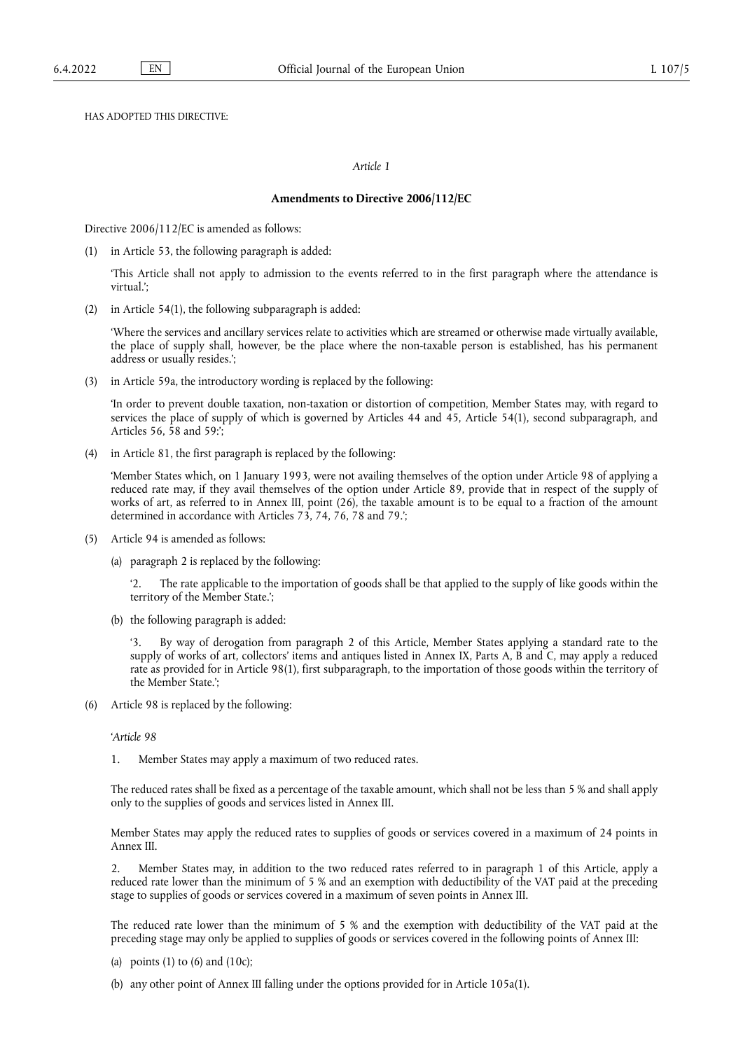HAS ADOPTED THIS DIRECTIVE:

*Article 1*

**Amendments to Directive 2006/112/EC**

Directive 2006/112/EC is amended as follows:

(1) in Article 53, the following paragraph is added:

'This Article shall not apply to admission to the events referred to in the first paragraph where the attendance is virtual.';

(2) in Article 54(1), the following subparagraph is added:

'Where the services and ancillary services relate to activities which are streamed or otherwise made virtually available, the place of supply shall, however, be the place where the non-taxable person is established, has his permanent address or usually resides.';

(3) in Article 59a, the introductory wording is replaced by the following:

'In order to prevent double taxation, non-taxation or distortion of competition, Member States may, with regard to services the place of supply of which is governed by Articles 44 and 45, Article 54(1), second subparagraph, and Articles 56, 58 and 59:';

(4) in Article 81, the first paragraph is replaced by the following:

'Member States which, on 1 January 1993, were not availing themselves of the option under Article 98 of applying a reduced rate may, if they avail themselves of the option under Article 89, provide that in respect of the supply of works of art, as referred to in Annex III, point (26), the taxable amount is to be equal to a fraction of the amount determined in accordance with Articles 73, 74, 76, 78 and 79.';

(5) Article 94 is amended as follows:

(a) paragraph 2 is replaced by the following:

'2. The rate applicable to the importation of goods shall be that applied to the supply of like goods within the territory of the Member State.';

(b) the following paragraph is added:

'3. By way of derogation from paragraph 2 of this Article, Member States applying a standard rate to the supply of works of art, collectors' items and antiques listed in Annex IX, Parts A, B and C, may apply a reduced rate as provided for in Article 98(1), first subparagraph, to the importation of those goods within the territory of the Member State.';

(6) Article 98 is replaced by the following:

'*Article 98*

1. Member States may apply a maximum of two reduced rates.

The reduced rates shall be fixed as a percentage of the taxable amount, which shall not be less than 5 % and shall apply only to the supplies of goods and services listed in Annex III.

Member States may apply the reduced rates to supplies of goods or services covered in a maximum of 24 points in Annex III.

2. Member States may, in addition to the two reduced rates referred to in paragraph 1 of this Article, apply a reduced rate lower than the minimum of 5 % and an exemption with deductibility of the VAT paid at the preceding stage to supplies of goods or services covered in a maximum of seven points in Annex III.

The reduced rate lower than the minimum of 5 % and the exemption with deductibility of the VAT paid at the preceding stage may only be applied to supplies of goods or services covered in the following points of Annex III:

(a) points (1) to (6) and (10c);

(b) any other point of Annex III falling under the options provided for in Article 105a(1).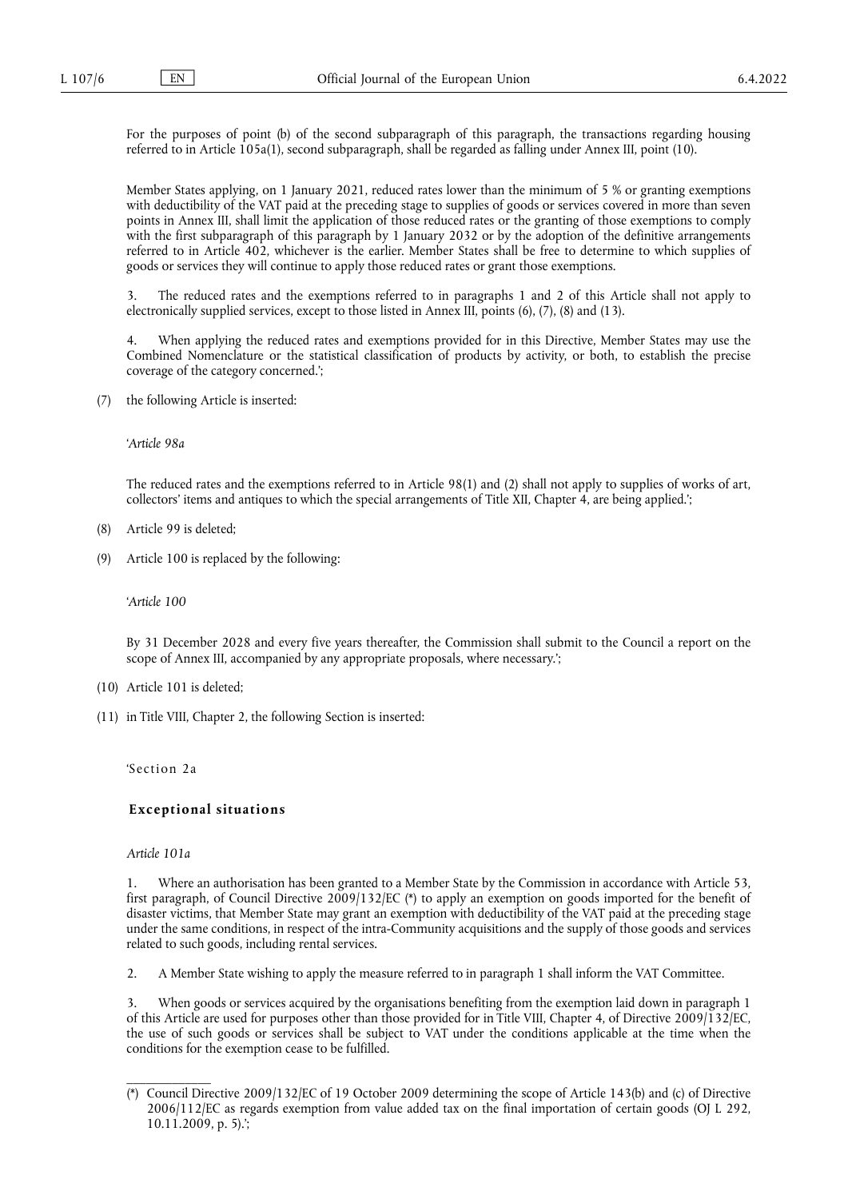For the purposes of point (b) of the second subparagraph of this paragraph, the transactions regarding housing referred to in Article 105a(1), second subparagraph, shall be regarded as falling under Annex III, point (10).

Member States applying, on 1 January 2021, reduced rates lower than the minimum of 5 % or granting exemptions with deductibility of the VAT paid at the preceding stage to supplies of goods or services covered in more than seven points in Annex III, shall limit the application of those reduced rates or the granting of those exemptions to comply with the first subparagraph of this paragraph by 1 January 2032 or by the adoption of the definitive arrangements referred to in Article 402, whichever is the earlier. Member States shall be free to determine to which supplies of goods or services they will continue to apply those reduced rates or grant those exemptions.

3. The reduced rates and the exemptions referred to in paragraphs 1 and 2 of this Article shall not apply to electronically supplied services, except to those listed in Annex III, points (6), (7), (8) and (13).

4. When applying the reduced rates and exemptions provided for in this Directive, Member States may use the Combined Nomenclature or the statistical classification of products by activity, or both, to establish the precise coverage of the category concerned.';

(7) the following Article is inserted:

'*Article 98a*

The reduced rates and the exemptions referred to in Article 98(1) and (2) shall not apply to supplies of works of art, collectors' items and antiques to which the special arrangements of Title XII, Chapter 4, are being applied.';

(8) Article 99 is deleted;

(9) Article 100 is replaced by the following:

'*Article 100*

By 31 December 2028 and every five years thereafter, the Commission shall submit to the Council a report on the scope of Annex III, accompanied by any appropriate proposals, where necessary.';

(10) Article 101 is deleted;

(11) in Title VIII, Chapter 2, the following Section is inserted:

'Section 2a

**Exceptional situations**

*Article 101a*

1. Where an authorisation has been granted to a Member State by the Commission in accordance with Article 53, first paragraph, of Council Directive 2009/132/EC (*) to apply an exemption on goods imported for the benefit of disaster victims, that Member State may grant an exemption with deductibility of the VAT paid at the preceding stage under the same conditions, in respect of the intra-Community acquisitions and the supply of those goods and services related to such goods, including rental services.

2. A Member State wishing to apply the measure referred to in paragraph 1 shall inform the VAT Committee.

3. When goods or services acquired by the organisations benefiting from the exemption laid down in paragraph 1 of this Article are used for purposes other than those provided for in Title VIII, Chapter 4, of Directive 2009/132/EC, the use of such goods or services shall be subject to VAT under the conditions applicable at the time when the conditions for the exemption cease to be fulfilled.

---

(*) Council Directive 2009/132/EC of 19 October 2009 determining the scope of Article 143(b) and (c) of Directive 2006/112/EC as regards exemption from value added tax on the final importation of certain goods (OJ L 292, 10.11.2009, p. 5).';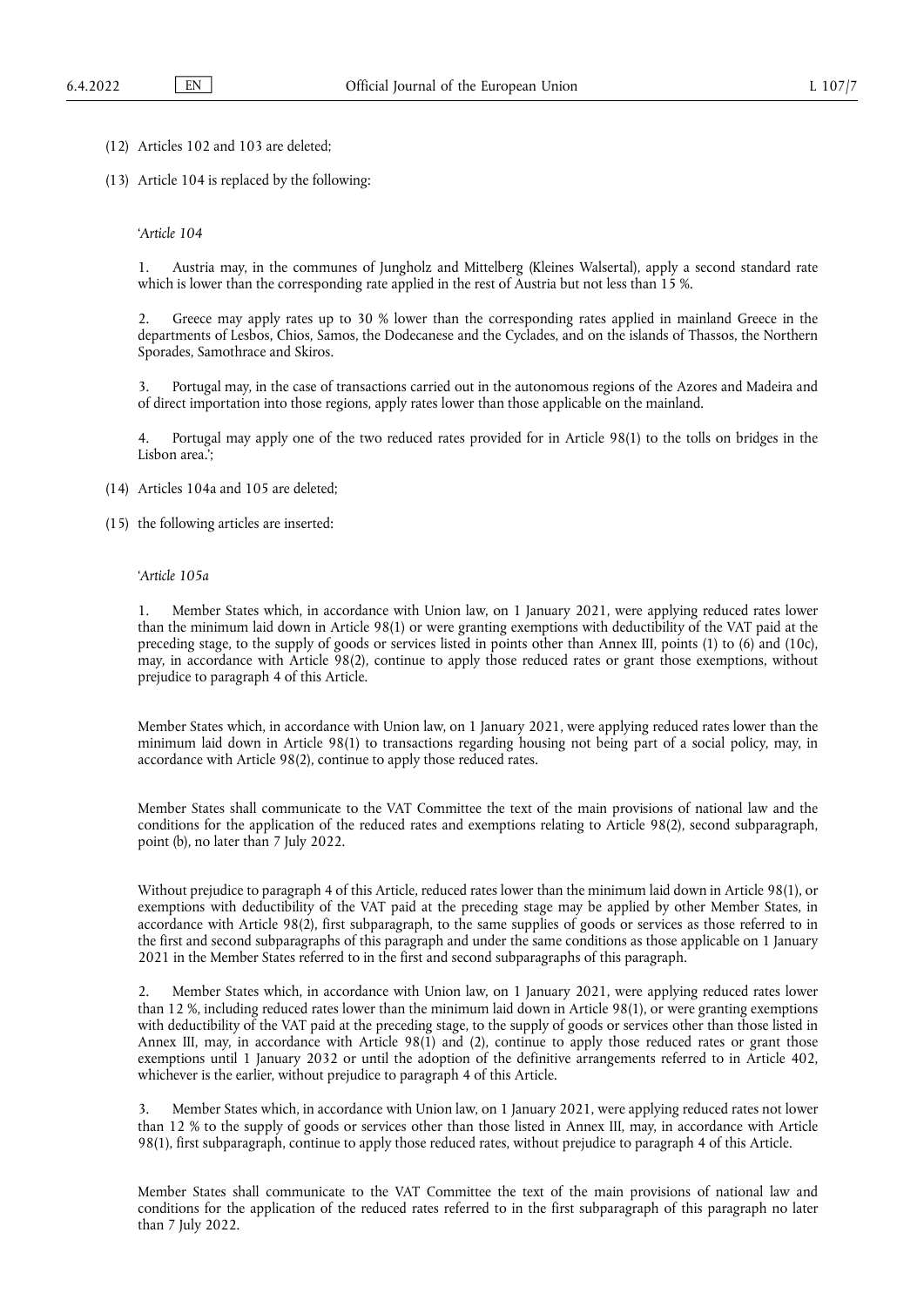(12) Articles 102 and 103 are deleted;

(13) Article 104 is replaced by the following:

'*Article 104*

1. Austria may, in the communes of Jungholz and Mittelberg (Kleines Walsertal), apply a second standard rate which is lower than the corresponding rate applied in the rest of Austria but not less than 15 %.

2. Greece may apply rates up to 30 % lower than the corresponding rates applied in mainland Greece in the departments of Lesbos, Chios, Samos, the Dodecanese and the Cyclades, and on the islands of Thassos, the Northern Sporades, Samothrace and Skiros.

3. Portugal may, in the case of transactions carried out in the autonomous regions of the Azores and Madeira and of direct importation into those regions, apply rates lower than those applicable on the mainland.

4. Portugal may apply one of the two reduced rates provided for in Article 98(1) to the tolls on bridges in the Lisbon area.';

(14) Articles 104a and 105 are deleted;

(15) the following articles are inserted:

'*Article 105a*

1. Member States which, in accordance with Union law, on 1 January 2021, were applying reduced rates lower than the minimum laid down in Article 98(1) or were granting exemptions with deductibility of the VAT paid at the preceding stage, to the supply of goods or services listed in points other than Annex III, points (1) to (6) and (10c), may, in accordance with Article 98(2), continue to apply those reduced rates or grant those exemptions, without prejudice to paragraph 4 of this Article.

Member States which, in accordance with Union law, on 1 January 2021, were applying reduced rates lower than the minimum laid down in Article 98(1) to transactions regarding housing not being part of a social policy, may, in accordance with Article 98(2), continue to apply those reduced rates.

Member States shall communicate to the VAT Committee the text of the main provisions of national law and the conditions for the application of the reduced rates and exemptions relating to Article 98(2), second subparagraph, point (b), no later than 7 July 2022.

Without prejudice to paragraph 4 of this Article, reduced rates lower than the minimum laid down in Article 98(1), or exemptions with deductibility of the VAT paid at the preceding stage may be applied by other Member States, in accordance with Article 98(2), first subparagraph, to the same supplies of goods or services as those referred to in the first and second subparagraphs of this paragraph and under the same conditions as those applicable on 1 January 2021 in the Member States referred to in the first and second subparagraphs of this paragraph.

2. Member States which, in accordance with Union law, on 1 January 2021, were applying reduced rates lower than 12 %, including reduced rates lower than the minimum laid down in Article 98(1), or were granting exemptions with deductibility of the VAT paid at the preceding stage, to the supply of goods or services other than those listed in Annex III, may, in accordance with Article 98(1) and (2), continue to apply those reduced rates or grant those exemptions until 1 January 2032 or until the adoption of the definitive arrangements referred to in Article 402, whichever is the earlier, without prejudice to paragraph 4 of this Article.

3. Member States which, in accordance with Union law, on 1 January 2021, were applying reduced rates not lower than 12 % to the supply of goods or services other than those listed in Annex III, may, in accordance with Article 98(1), first subparagraph, continue to apply those reduced rates, without prejudice to paragraph 4 of this Article.

Member States shall communicate to the VAT Committee the text of the main provisions of national law and conditions for the application of the reduced rates referred to in the first subparagraph of this paragraph no later than 7 July 2022.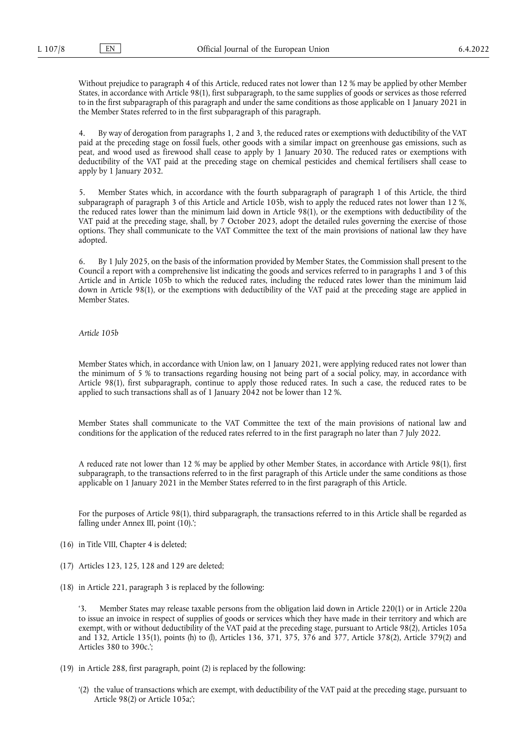Without prejudice to paragraph 4 of this Article, reduced rates not lower than 12 % may be applied by other Member States, in accordance with Article 98(1), first subparagraph, to the same supplies of goods or services as those referred to in the first subparagraph of this paragraph and under the same conditions as those applicable on 1 January 2021 in the Member States referred to in the first subparagraph of this paragraph.

4. By way of derogation from paragraphs 1, 2 and 3, the reduced rates or exemptions with deductibility of the VAT paid at the preceding stage on fossil fuels, other goods with a similar impact on greenhouse gas emissions, such as peat, and wood used as firewood shall cease to apply by 1 January 2030. The reduced rates or exemptions with deductibility of the VAT paid at the preceding stage on chemical pesticides and chemical fertilisers shall cease to apply by 1 January 2032.

5. Member States which, in accordance with the fourth subparagraph of paragraph 1 of this Article, the third subparagraph of paragraph 3 of this Article and Article 105b, wish to apply the reduced rates not lower than 12 %, the reduced rates lower than the minimum laid down in Article 98(1), or the exemptions with deductibility of the VAT paid at the preceding stage, shall, by 7 October 2023, adopt the detailed rules governing the exercise of those options. They shall communicate to the VAT Committee the text of the main provisions of national law they have adopted.

6. By 1 July 2025, on the basis of the information provided by Member States, the Commission shall present to the Council a report with a comprehensive list indicating the goods and services referred to in paragraphs 1 and 3 of this Article and in Article 105b to which the reduced rates, including the reduced rates lower than the minimum laid down in Article 98(1), or the exemptions with deductibility of the VAT paid at the preceding stage are applied in Member States.

*Article 105b*

Member States which, in accordance with Union law, on 1 January 2021, were applying reduced rates not lower than the minimum of 5 % to transactions regarding housing not being part of a social policy, may, in accordance with Article 98(1), first subparagraph, continue to apply those reduced rates. In such a case, the reduced rates to be applied to such transactions shall as of 1 January 2042 not be lower than 12 %.

Member States shall communicate to the VAT Committee the text of the main provisions of national law and conditions for the application of the reduced rates referred to in the first paragraph no later than 7 July 2022.

A reduced rate not lower than 12 % may be applied by other Member States, in accordance with Article 98(1), first subparagraph, to the transactions referred to in the first paragraph of this Article under the same conditions as those applicable on 1 January 2021 in the Member States referred to in the first paragraph of this Article.

For the purposes of Article 98(1), third subparagraph, the transactions referred to in this Article shall be regarded as falling under Annex III, point (10).';

(16) in Title VIII, Chapter 4 is deleted;

(17) Articles 123, 125, 128 and 129 are deleted;

(18) in Article 221, paragraph 3 is replaced by the following:

'3. Member States may release taxable persons from the obligation laid down in Article 220(1) or in Article 220a to issue an invoice in respect of supplies of goods or services which they have made in their territory and which are exempt, with or without deductibility of the VAT paid at the preceding stage, pursuant to Article 98(2), Articles 105a and 132, Article 135(1), points (h) to (l), Articles 136, 371, 375, 376 and 377, Article 378(2), Article 379(2) and Articles 380 to 390c.';

(19) in Article 288, first paragraph, point (2) is replaced by the following:

'(2) the value of transactions which are exempt, with deductibility of the VAT paid at the preceding stage, pursuant to Article 98(2) or Article 105a;';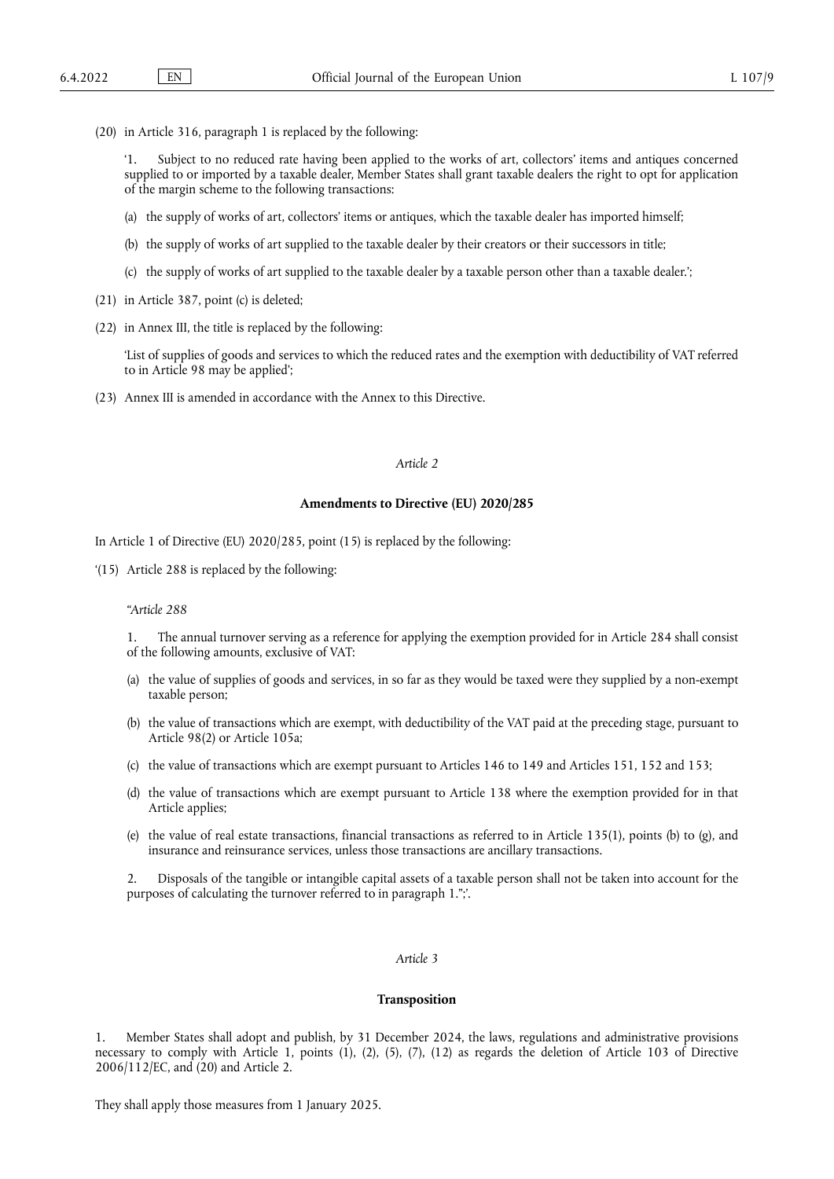(20) in Article 316, paragraph 1 is replaced by the following:

‘1. Subject to no reduced rate having been applied to the works of art, collectors’ items and antiques concerned supplied to or imported by a taxable dealer, Member States shall grant taxable dealers the right to opt for application of the margin scheme to the following transactions:

(a) the supply of works of art, collectors’ items or antiques, which the taxable dealer has imported himself;

(b) the supply of works of art supplied to the taxable dealer by their creators or their successors in title;

(c) the supply of works of art supplied to the taxable dealer by a taxable person other than a taxable dealer.’;

(21) in Article 387, point (c) is deleted;

(22) in Annex III, the title is replaced by the following:

‘List of supplies of goods and services to which the reduced rates and the exemption with deductibility of VAT referred to in Article 98 may be applied’;

(23) Annex III is amended in accordance with the Annex to this Directive.

*Article 2*

**Amendments to Directive (EU) 2020/285**

In Article 1 of Directive (EU) 2020/285, point (15) is replaced by the following:

‘(15) Article 288 is replaced by the following:

*“Article 288*

1. The annual turnover serving as a reference for applying the exemption provided for in Article 284 shall consist of the following amounts, exclusive of VAT:

(a) the value of supplies of goods and services, in so far as they would be taxed were they supplied by a non-exempt taxable person;

(b) the value of transactions which are exempt, with deductibility of the VAT paid at the preceding stage, pursuant to Article 98(2) or Article 105a;

(c) the value of transactions which are exempt pursuant to Articles 146 to 149 and Articles 151, 152 and 153;

(d) the value of transactions which are exempt pursuant to Article 138 where the exemption provided for in that Article applies;

(e) the value of real estate transactions, financial transactions as referred to in Article 135(1), points (b) to (g), and insurance and reinsurance services, unless those transactions are ancillary transactions.

2. Disposals of the tangible or intangible capital assets of a taxable person shall not be taken into account for the purposes of calculating the turnover referred to in paragraph 1.”;’.

*Article 3*

**Transposition**

1. Member States shall adopt and publish, by 31 December 2024, the laws, regulations and administrative provisions necessary to comply with Article 1, points (1), (2), (5), (7), (12) as regards the deletion of Article 103 of Directive 2006/112/EC, and (20) and Article 2.

They shall apply those measures from 1 January 2025.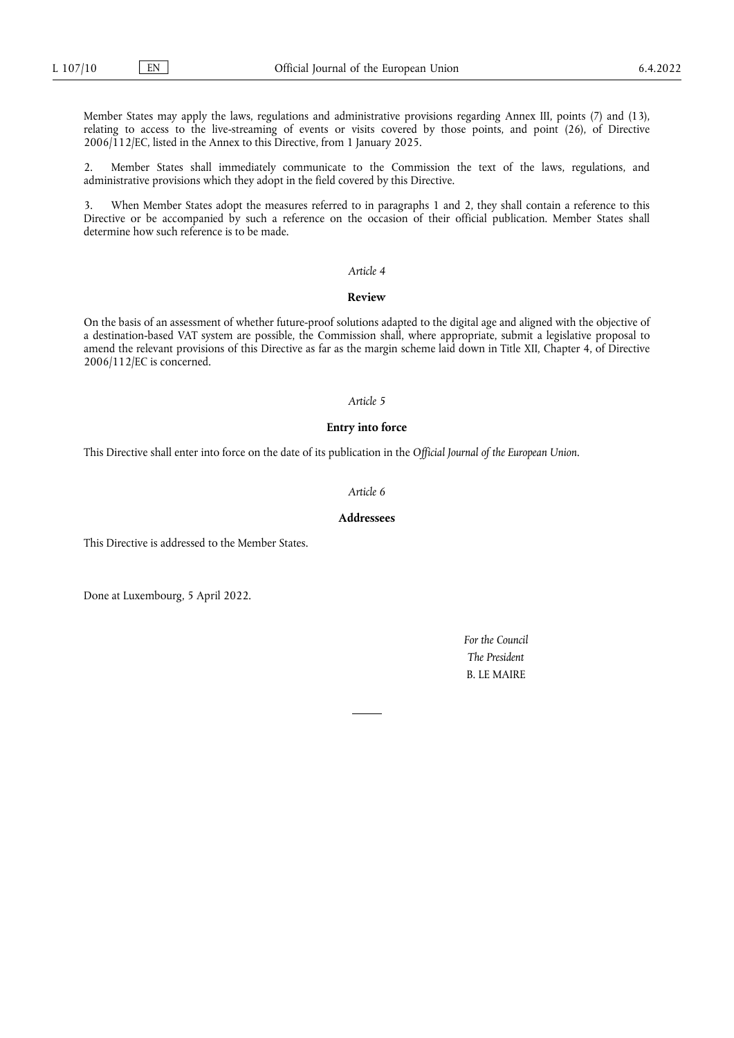Member States may apply the laws, regulations and administrative provisions regarding Annex III, points (7) and (13), relating to access to the live-streaming of events or visits covered by those points, and point (26), of Directive 2006/112/EC, listed in the Annex to this Directive, from 1 January 2025.

2. Member States shall immediately communicate to the Commission the text of the laws, regulations, and administrative provisions which they adopt in the field covered by this Directive.

3. When Member States adopt the measures referred to in paragraphs 1 and 2, they shall contain a reference to this Directive or be accompanied by such a reference on the occasion of their official publication. Member States shall determine how such reference is to be made.

*Article 4*

**Review**

On the basis of an assessment of whether future-proof solutions adapted to the digital age and aligned with the objective of a destination-based VAT system are possible, the Commission shall, where appropriate, submit a legislative proposal to amend the relevant provisions of this Directive as far as the margin scheme laid down in Title XII, Chapter 4, of Directive 2006/112/EC is concerned.

*Article 5*

**Entry into force**

This Directive shall enter into force on the date of its publication in the *Official Journal of the European Union*.

*Article 6*

**Addressees**

This Directive is addressed to the Member States.

Done at Luxembourg, 5 April 2022.

*For the Council*

*The President*

B. LE MAIRE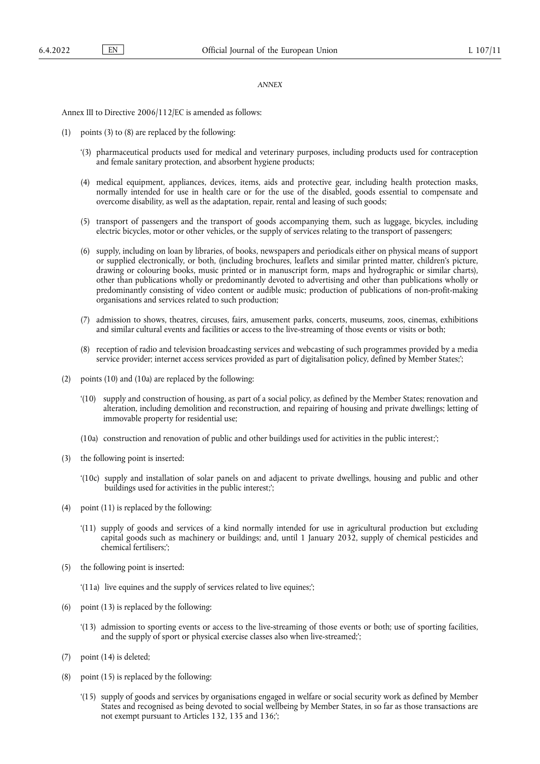*ANNEX*

Annex III to Directive 2006/112/EC is amended as follows:

(1) points (3) to (8) are replaced by the following:

'(3) pharmaceutical products used for medical and veterinary purposes, including products used for contraception and female sanitary protection, and absorbent hygiene products;

(4) medical equipment, appliances, devices, items, aids and protective gear, including health protection masks, normally intended for use in health care or for the use of the disabled, goods essential to compensate and overcome disability, as well as the adaptation, repair, rental and leasing of such goods;

(5) transport of passengers and the transport of goods accompanying them, such as luggage, bicycles, including electric bicycles, motor or other vehicles, or the supply of services relating to the transport of passengers;

(6) supply, including on loan by libraries, of books, newspapers and periodicals either on physical means of support or supplied electronically, or both, (including brochures, leaflets and similar printed matter, children's picture, drawing or colouring books, music printed or in manuscript form, maps and hydrographic or similar charts), other than publications wholly or predominantly devoted to advertising and other than publications wholly or predominantly consisting of video content or audible music; production of publications of non-profit-making organisations and services related to such production;

(7) admission to shows, theatres, circuses, fairs, amusement parks, concerts, museums, zoos, cinemas, exhibitions and similar cultural events and facilities or access to the live-streaming of those events or visits or both;

(8) reception of radio and television broadcasting services and webcasting of such programmes provided by a media service provider; internet access services provided as part of digitalisation policy, defined by Member States;';

(2) points (10) and (10a) are replaced by the following:

'(10) supply and construction of housing, as part of a social policy, as defined by the Member States; renovation and alteration, including demolition and reconstruction, and repairing of housing and private dwellings; letting of immovable property for residential use;

(10a) construction and renovation of public and other buildings used for activities in the public interest;';

(3) the following point is inserted:

'(10c) supply and installation of solar panels on and adjacent to private dwellings, housing and public and other buildings used for activities in the public interest;';

(4) point (11) is replaced by the following:

'(11) supply of goods and services of a kind normally intended for use in agricultural production but excluding capital goods such as machinery or buildings; and, until 1 January 2032, supply of chemical pesticides and chemical fertilisers;';

(5) the following point is inserted:

'(11a) live equines and the supply of services related to live equines;';

(6) point (13) is replaced by the following:

'(13) admission to sporting events or access to the live-streaming of those events or both; use of sporting facilities, and the supply of sport or physical exercise classes also when live-streamed;';

(7) point (14) is deleted;

(8) point (15) is replaced by the following:

'(15) supply of goods and services by organisations engaged in welfare or social security work as defined by Member States and recognised as being devoted to social wellbeing by Member States, in so far as those transactions are not exempt pursuant to Articles 132, 135 and 136;';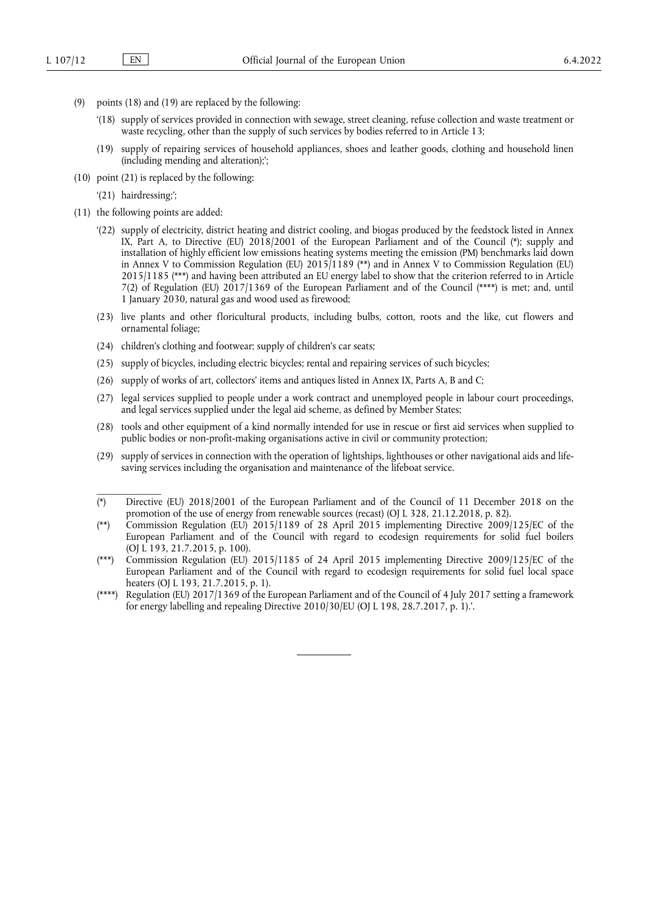(9) points (18) and (19) are replaced by the following:

> '(18) supply of services provided in connection with sewage, street cleaning, refuse collection and waste treatment or waste recycling, other than the supply of such services by bodies referred to in Article 13;
>
> (19) supply of repairing services of household appliances, shoes and leather goods, clothing and household linen (including mending and alteration);';

(10) point (21) is replaced by the following:

> '(21) hairdressing;';

(11) the following points are added:

> '(22) supply of electricity, district heating and district cooling, and biogas produced by the feedstock listed in Annex IX, Part A, to Directive (EU) 2018/2001 of the European Parliament and of the Council (*); supply and installation of highly efficient low emissions heating systems meeting the emission (PM) benchmarks laid down in Annex V to Commission Regulation (EU) 2015/1189 (**) and in Annex V to Commission Regulation (EU) 2015/1185 (***) and having been attributed an EU energy label to show that the criterion referred to in Article 7(2) of Regulation (EU) 2017/1369 of the European Parliament and of the Council (****) is met; and, until 1 January 2030, natural gas and wood used as firewood;
>
> (23) live plants and other floricultural products, including bulbs, cotton, roots and the like, cut flowers and ornamental foliage;
>
> (24) children's clothing and footwear; supply of children's car seats;
>
> (25) supply of bicycles, including electric bicycles; rental and repairing services of such bicycles;
>
> (26) supply of works of art, collectors' items and antiques listed in Annex IX, Parts A, B and C;
>
> (27) legal services supplied to people under a work contract and unemployed people in labour court proceedings, and legal services supplied under the legal aid scheme, as defined by Member States;
>
> (28) tools and other equipment of a kind normally intended for use in rescue or first aid services when supplied to public bodies or non-profit-making organisations active in civil or community protection;
>
> (29) supply of services in connection with the operation of lightships, lighthouses or other navigational aids and life-saving services including the organisation and maintenance of the lifeboat service.
>
> ---
>
> (*) Directive (EU) 2018/2001 of the European Parliament and of the Council of 11 December 2018 on the promotion of the use of energy from renewable sources (recast) (OJ L 328, 21.12.2018, p. 82).
>
> (**) Commission Regulation (EU) 2015/1189 of 28 April 2015 implementing Directive 2009/125/EC of the European Parliament and of the Council with regard to ecodesign requirements for solid fuel boilers (OJ L 193, 21.7.2015, p. 100).
>
> (***) Commission Regulation (EU) 2015/1185 of 24 April 2015 implementing Directive 2009/125/EC of the European Parliament and of the Council with regard to ecodesign requirements for solid fuel local space heaters (OJ L 193, 21.7.2015, p. 1).
>
> (****) Regulation (EU) 2017/1369 of the European Parliament and of the Council of 4 July 2017 setting a framework for energy labelling and repealing Directive 2010/30/EU (OJ L 198, 28.7.2017, p. 1).'.